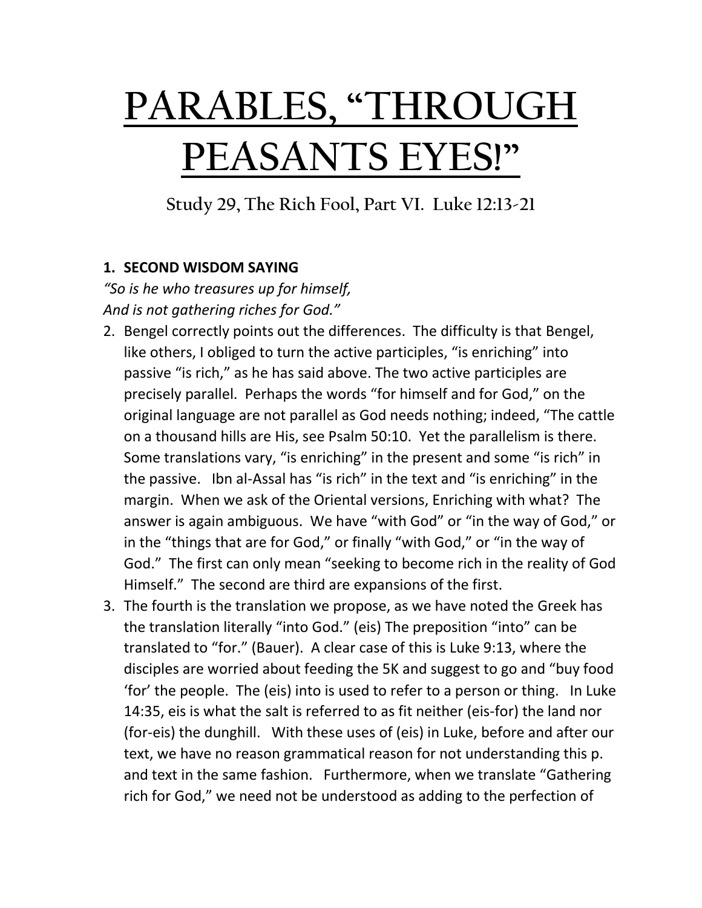# PARABLES, "THROUGH PEASANTS EYES!"

## Study 29, The Rich Fool, Part VI. Luke 12:13-21

1. **SECOND WISDOM SAYING**
*"So is he who treasures up for himself,*
*And is not gathering riches for God."*
2. Bengel correctly points out the differences. The difficulty is that Bengel, like others, I obliged to turn the active participles, "is enriching" into passive "is rich," as he has said above. The two active participles are precisely parallel. Perhaps the words "for himself and for God," on the original language are not parallel as God needs nothing; indeed, "The cattle on a thousand hills are His, see Psalm 50:10. Yet the parallelism is there. Some translations vary, "is enriching" in the present and some "is rich" in the passive. Ibn al-Assal has "is rich" in the text and "is enriching" in the margin. When we ask of the Oriental versions, Enriching with what? The answer is again ambiguous. We have "with God" or "in the way of God," or in the "things that are for God," or finally "with God," or "in the way of God." The first can only mean "seeking to become rich in the reality of God Himself." The second are third are expansions of the first.
3. The fourth is the translation we propose, as we have noted the Greek has the translation literally "into God." (eis) The preposition "into" can be translated to "for." (Bauer). A clear case of this is Luke 9:13, where the disciples are worried about feeding the 5K and suggest to go and "buy food 'for' the people. The (eis) into is used to refer to a person or thing. In Luke 14:35, eis is what the salt is referred to as fit neither (eis-for) the land nor (for-eis) the dunghill. With these uses of (eis) in Luke, before and after our text, we have no reason grammatical reason for not understanding this p. and text in the same fashion. Furthermore, when we translate "Gathering rich for God," we need not be understood as adding to the perfection of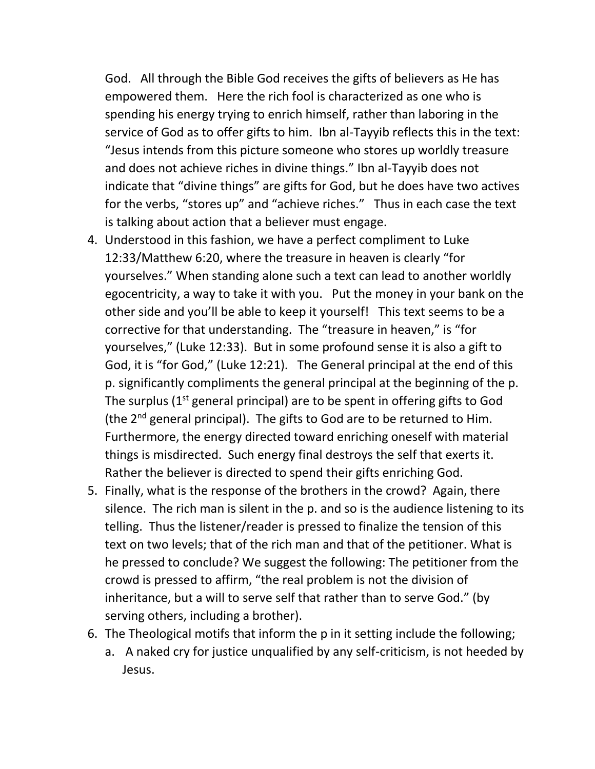God. All through the Bible God receives the gifts of believers as He has empowered them. Here the rich fool is characterized as one who is spending his energy trying to enrich himself, rather than laboring in the service of God as to offer gifts to him. Ibn al-Tayyib reflects this in the text: "Jesus intends from this picture someone who stores up worldly treasure and does not achieve riches in divine things." Ibn al-Tayyib does not indicate that "divine things" are gifts for God, but he does have two actives for the verbs, "stores up" and "achieve riches." Thus in each case the text is talking about action that a believer must engage.

4. Understood in this fashion, we have a perfect compliment to Luke 12:33/Matthew 6:20, where the treasure in heaven is clearly "for yourselves." When standing alone such a text can lead to another worldly egocentricity, a way to take it with you. Put the money in your bank on the other side and you'll be able to keep it yourself! This text seems to be a corrective for that understanding. The "treasure in heaven," is "for yourselves," (Luke 12:33). But in some profound sense it is also a gift to God, it is "for God," (Luke 12:21). The General principal at the end of this p. significantly compliments the general principal at the beginning of the p. The surplus (1st general principal) are to be spent in offering gifts to God (the 2nd general principal). The gifts to God are to be returned to Him. Furthermore, the energy directed toward enriching oneself with material things is misdirected. Such energy final destroys the self that exerts it. Rather the believer is directed to spend their gifts enriching God.
5. Finally, what is the response of the brothers in the crowd? Again, there silence. The rich man is silent in the p. and so is the audience listening to its telling. Thus the listener/reader is pressed to finalize the tension of this text on two levels; that of the rich man and that of the petitioner. What is he pressed to conclude? We suggest the following: The petitioner from the crowd is pressed to affirm, "the real problem is not the division of inheritance, but a will to serve self that rather than to serve God." (by serving others, including a brother).
6. The Theological motifs that inform the p in it setting include the following;
   a. A naked cry for justice unqualified by any self-criticism, is not heeded by Jesus.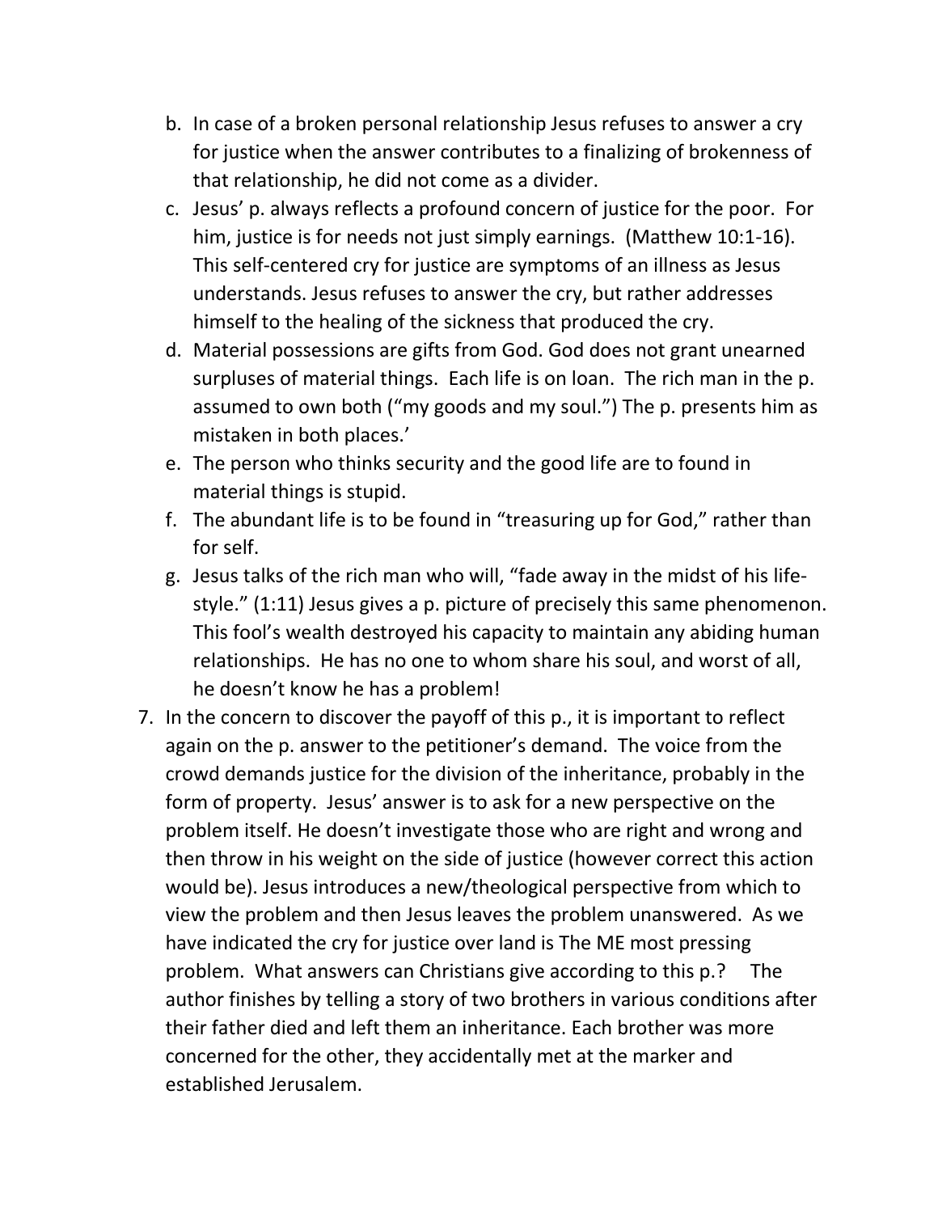b. In case of a broken personal relationship Jesus refuses to answer a cry for justice when the answer contributes to a finalizing of brokenness of that relationship, he did not come as a divider.
c. Jesus' p. always reflects a profound concern of justice for the poor. For him, justice is for needs not just simply earnings. (Matthew 10:1-16). This self-centered cry for justice are symptoms of an illness as Jesus understands. Jesus refuses to answer the cry, but rather addresses himself to the healing of the sickness that produced the cry.
d. Material possessions are gifts from God. God does not grant unearned surpluses of material things. Each life is on loan. The rich man in the p. assumed to own both ("my goods and my soul.") The p. presents him as mistaken in both places.'
e. The person who thinks security and the good life are to found in material things is stupid.
f. The abundant life is to be found in "treasuring up for God," rather than for self.
g. Jesus talks of the rich man who will, "fade away in the midst of his life-style." (1:11) Jesus gives a p. picture of precisely this same phenomenon. This fool's wealth destroyed his capacity to maintain any abiding human relationships. He has no one to whom share his soul, and worst of all, he doesn't know he has a problem!

7. In the concern to discover the payoff of this p., it is important to reflect again on the p. answer to the petitioner's demand. The voice from the crowd demands justice for the division of the inheritance, probably in the form of property. Jesus' answer is to ask for a new perspective on the problem itself. He doesn't investigate those who are right and wrong and then throw in his weight on the side of justice (however correct this action would be). Jesus introduces a new/theological perspective from which to view the problem and then Jesus leaves the problem unanswered. As we have indicated the cry for justice over land is The ME most pressing problem. What answers can Christians give according to this p.? The author finishes by telling a story of two brothers in various conditions after their father died and left them an inheritance. Each brother was more concerned for the other, they accidentally met at the marker and established Jerusalem.